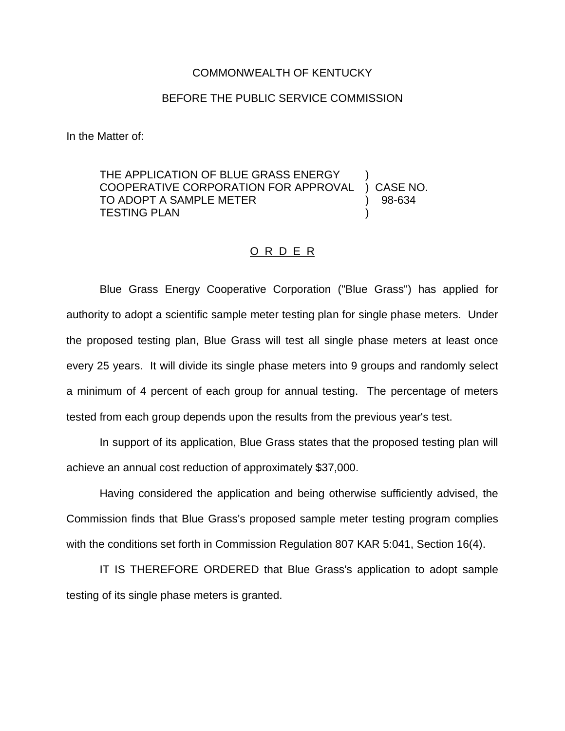COMMONWEALTH OF KENTUCKY

BEFORE THE PUBLIC SERVICE COMMISSION

In the Matter of:

| | | |
|---|---|---|
| THE APPLICATION OF BLUE GRASS ENERGY COOPERATIVE CORPORATION FOR APPROVAL TO ADOPT A SAMPLE METER TESTING PLAN | ) ) ) ) | CASE NO. 98-634 |

## O R D E R

Blue Grass Energy Cooperative Corporation ("Blue Grass") has applied for authority to adopt a scientific sample meter testing plan for single phase meters. Under the proposed testing plan, Blue Grass will test all single phase meters at least once every 25 years. It will divide its single phase meters into 9 groups and randomly select a minimum of 4 percent of each group for annual testing. The percentage of meters tested from each group depends upon the results from the previous year's test.

In support of its application, Blue Grass states that the proposed testing plan will achieve an annual cost reduction of approximately $37,000.

Having considered the application and being otherwise sufficiently advised, the Commission finds that Blue Grass's proposed sample meter testing program complies with the conditions set forth in Commission Regulation 807 KAR 5:041, Section 16(4).

IT IS THEREFORE ORDERED that Blue Grass's application to adopt sample testing of its single phase meters is granted.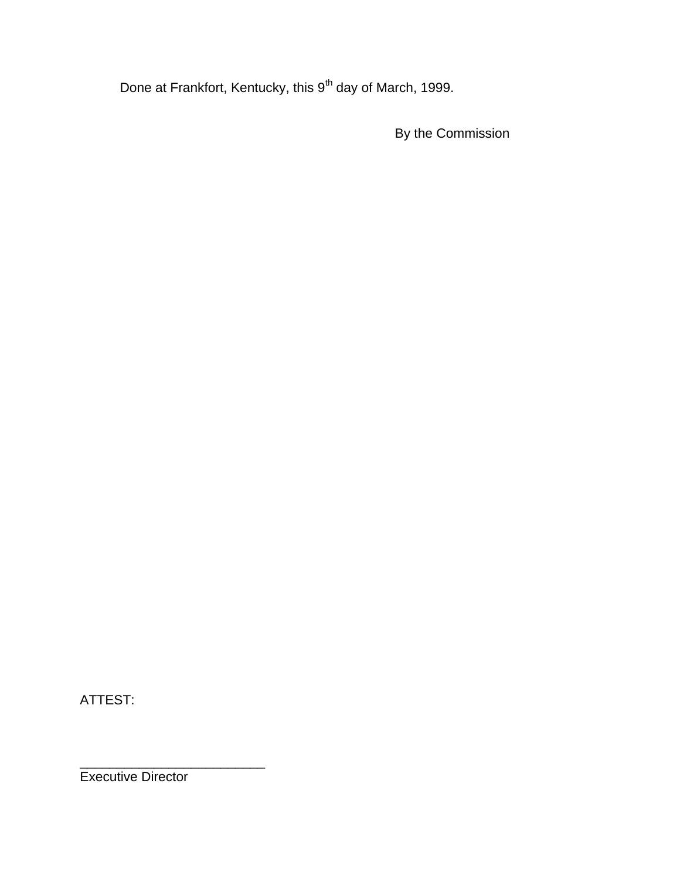Done at Frankfort, Kentucky, this 9th day of March, 1999.

By the Commission

ATTEST:

_________________________
Executive Director